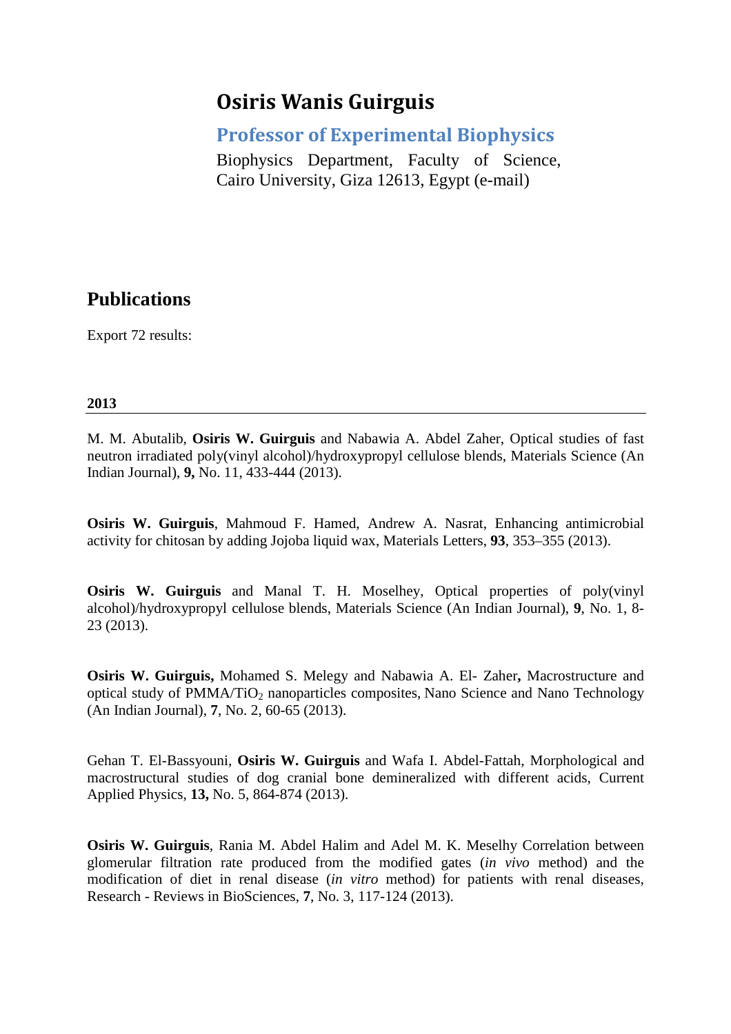# Osiris Wanis Guirguis

## Professor of Experimental Biophysics

Biophysics Department, Faculty of Science, Cairo University, Giza 12613, Egypt (e-mail)

# Publications

Export 72 results:

### 2013

M. M. Abutalib, **Osiris W. Guirguis** and Nabawia A. Abdel Zaher, Optical studies of fast neutron irradiated poly(vinyl alcohol)/hydroxypropyl cellulose blends, Materials Science (An Indian Journal), **9,** No. 11, 433-444 (2013).

**Osiris W. Guirguis**, Mahmoud F. Hamed, Andrew A. Nasrat, Enhancing antimicrobial activity for chitosan by adding Jojoba liquid wax, Materials Letters, **93**, 353–355 (2013).

**Osiris W. Guirguis** and Manal T. H. Moselhey, Optical properties of poly(vinyl alcohol)/hydroxypropyl cellulose blends, Materials Science (An Indian Journal), **9**, No. 1, 8-23 (2013).

**Osiris W. Guirguis,** Mohamed S. Melegy and Nabawia A. El- Zaher**,** Macrostructure and optical study of PMMA/$TiO_2$ nanoparticles composites, Nano Science and Nano Technology (An Indian Journal), **7**, No. 2, 60-65 (2013).

Gehan T. El-Bassyouni, **Osiris W. Guirguis** and Wafa I. Abdel-Fattah, Morphological and macrostructural studies of dog cranial bone demineralized with different acids, Current Applied Physics, **13,** No. 5, 864-874 (2013).

**Osiris W. Guirguis**, Rania M. Abdel Halim and Adel M. K. Meselhy Correlation between glomerular filtration rate produced from the modified gates (*in vivo* method) and the modification of diet in renal disease (*in vitro* method) for patients with renal diseases, Research - Reviews in BioSciences, **7**, No. 3, 117-124 (2013).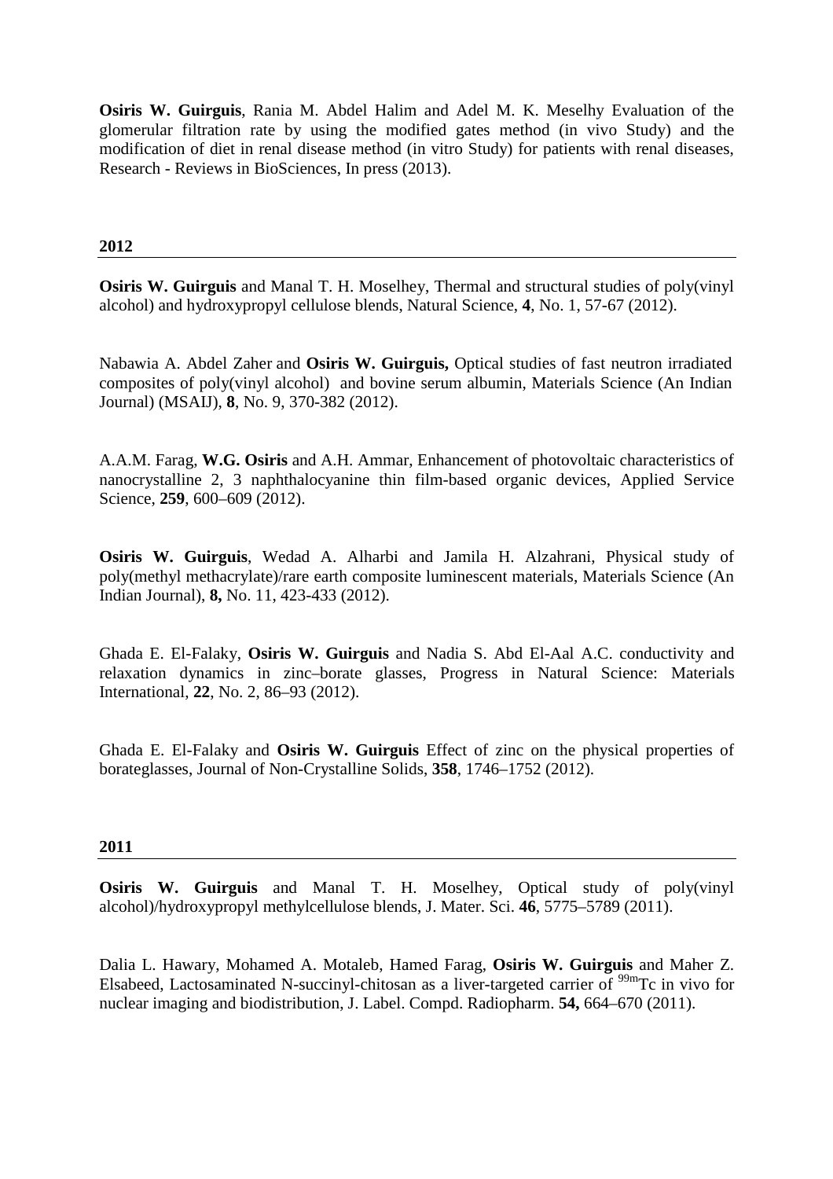**Osiris W. Guirguis**, Rania M. Abdel Halim and Adel M. K. Meselhy Evaluation of the glomerular filtration rate by using the modified gates method (in vivo Study) and the modification of diet in renal disease method (in vitro Study) for patients with renal diseases, Research - Reviews in BioSciences, In press (2013).

## 2012

**Osiris W. Guirguis** and Manal T. H. Moselhey, Thermal and structural studies of poly(vinyl alcohol) and hydroxypropyl cellulose blends, Natural Science, **4**, No. 1, 57-67 (2012).

Nabawia A. Abdel Zaher and **Osiris W. Guirguis,** Optical studies of fast neutron irradiated composites of poly(vinyl alcohol) and bovine serum albumin, Materials Science (An Indian Journal) (MSAIJ), **8**, No. 9, 370-382 (2012).

A.A.M. Farag, **W.G. Osiris** and A.H. Ammar, Enhancement of photovoltaic characteristics of nanocrystalline 2, 3 naphthalocyanine thin film-based organic devices, Applied Service Science, **259**, 600–609 (2012).

**Osiris W. Guirguis**, Wedad A. Alharbi and Jamila H. Alzahrani, Physical study of poly(methyl methacrylate)/rare earth composite luminescent materials, Materials Science (An Indian Journal), **8,** No. 11, 423-433 (2012).

Ghada E. El-Falaky, **Osiris W. Guirguis** and Nadia S. Abd El-Aal A.C. conductivity and relaxation dynamics in zinc–borate glasses, Progress in Natural Science: Materials International, **22**, No. 2, 86–93 (2012).

Ghada E. El-Falaky and **Osiris W. Guirguis** Effect of zinc on the physical properties of borateglasses, Journal of Non-Crystalline Solids, **358**, 1746–1752 (2012).

## 2011

**Osiris W. Guirguis** and Manal T. H. Moselhey, Optical study of poly(vinyl alcohol)/hydroxypropyl methylcellulose blends, J. Mater. Sci. **46**, 5775–5789 (2011).

Dalia L. Hawary, Mohamed A. Motaleb, Hamed Farag, **Osiris W. Guirguis** and Maher Z. Elsabeed, Lactosaminated N-succinyl-chitosan as a liver-targeted carrier of $^{99m}$Tc in vivo for nuclear imaging and biodistribution, J. Label. Compd. Radiopharm. **54,** 664–670 (2011).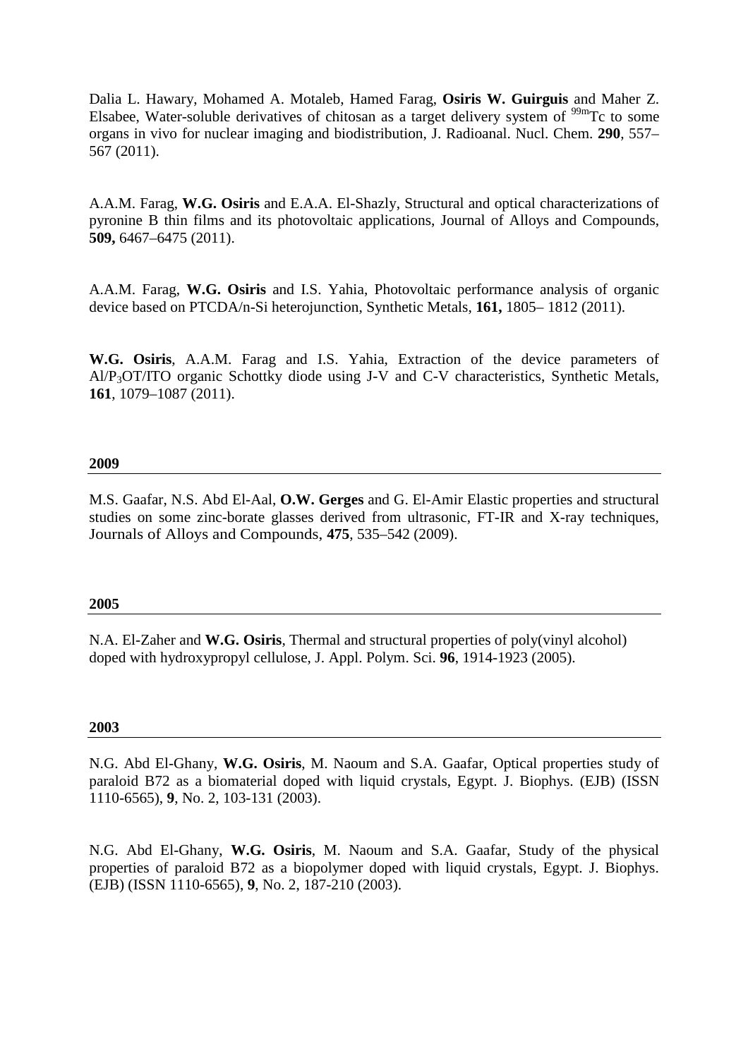Dalia L. Hawary, Mohamed A. Motaleb, Hamed Farag, **Osiris W. Guirguis** and Maher Z. Elsabee, Water-soluble derivatives of chitosan as a target delivery system of $^{99m}$Tc to some organs in vivo for nuclear imaging and biodistribution, J. Radioanal. Nucl. Chem. **290**, 557–567 (2011).

A.A.M. Farag, **W.G. Osiris** and E.A.A. El-Shazly, Structural and optical characterizations of pyronine B thin films and its photovoltaic applications, Journal of Alloys and Compounds, **509,** 6467–6475 (2011).

A.A.M. Farag, **W.G. Osiris** and I.S. Yahia, Photovoltaic performance analysis of organic device based on PTCDA/n-Si heterojunction, Synthetic Metals, **161,** 1805– 1812 (2011).

**W.G. Osiris**, A.A.M. Farag and I.S. Yahia, Extraction of the device parameters of Al/$P_3$OT/ITO organic Schottky diode using J-V and C-V characteristics, Synthetic Metals, **161**, 1079–1087 (2011).

**2009**

M.S. Gaafar, N.S. Abd El-Aal, **O.W. Gerges** and G. El-Amir Elastic properties and structural studies on some zinc-borate glasses derived from ultrasonic, FT-IR and X-ray techniques, Journals of Alloys and Compounds, **475**, 535–542 (2009).

**2005**

N.A. El-Zaher and **W.G. Osiris**, Thermal and structural properties of poly(vinyl alcohol) doped with hydroxypropyl cellulose, J. Appl. Polym. Sci. **96**, 1914-1923 (2005).

**2003**

N.G. Abd El-Ghany, **W.G. Osiris**, M. Naoum and S.A. Gaafar, Optical properties study of paraloid B72 as a biomaterial doped with liquid crystals, Egypt. J. Biophys. (EJB) (ISSN 1110-6565), **9**, No. 2, 103-131 (2003).

N.G. Abd El-Ghany, **W.G. Osiris**, M. Naoum and S.A. Gaafar, Study of the physical properties of paraloid B72 as a biopolymer doped with liquid crystals, Egypt. J. Biophys. (EJB) (ISSN 1110-6565), **9**, No. 2, 187-210 (2003).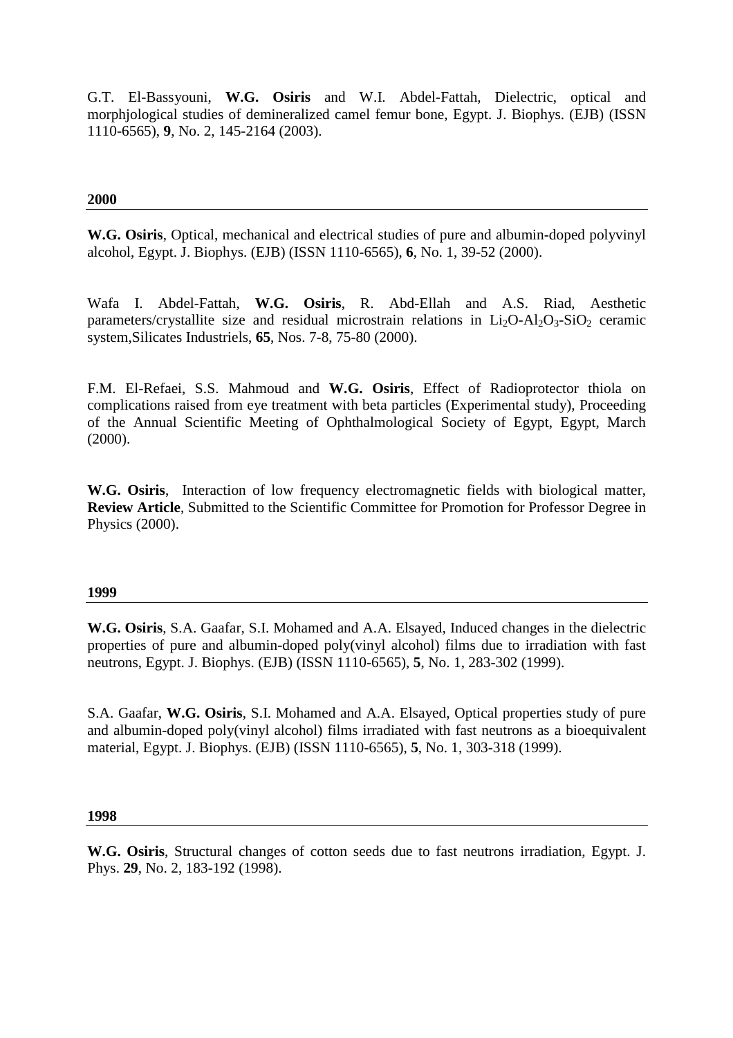G.T. El-Bassyouni, **W.G. Osiris** and W.I. Abdel-Fattah, Dielectric, optical and morphjological studies of demineralized camel femur bone, Egypt. J. Biophys. (EJB) (ISSN 1110-6565), **9**, No. 2, 145-2164 (2003).

**2000**

**W.G. Osiris**, Optical, mechanical and electrical studies of pure and albumin-doped polyvinyl alcohol, Egypt. J. Biophys. (EJB) (ISSN 1110-6565), **6**, No. 1, 39-52 (2000).

Wafa I. Abdel-Fattah, **W.G. Osiris**, R. Abd-Ellah and A.S. Riad, Aesthetic parameters/crystallite size and residual microstrain relations in $Li_2O$-$Al_2O_3$-$SiO_2$ ceramic system,Silicates Industriels, **65**, Nos. 7-8, 75-80 (2000).

F.M. El-Refaei, S.S. Mahmoud and **W.G. Osiris**, Effect of Radioprotector thiola on complications raised from eye treatment with beta particles (Experimental study), Proceeding of the Annual Scientific Meeting of Ophthalmological Society of Egypt, Egypt, March (2000).

**W.G. Osiris**, Interaction of low frequency electromagnetic fields with biological matter, **Review Article**, Submitted to the Scientific Committee for Promotion for Professor Degree in Physics (2000).

**1999**

**W.G. Osiris**, S.A. Gaafar, S.I. Mohamed and A.A. Elsayed, Induced changes in the dielectric properties of pure and albumin-doped poly(vinyl alcohol) films due to irradiation with fast neutrons, Egypt. J. Biophys. (EJB) (ISSN 1110-6565), **5**, No. 1, 283-302 (1999).

S.A. Gaafar, **W.G. Osiris**, S.I. Mohamed and A.A. Elsayed, Optical properties study of pure and albumin-doped poly(vinyl alcohol) films irradiated with fast neutrons as a bioequivalent material, Egypt. J. Biophys. (EJB) (ISSN 1110-6565), **5**, No. 1, 303-318 (1999).

**1998**

**W.G. Osiris**, Structural changes of cotton seeds due to fast neutrons irradiation, Egypt. J. Phys. **29**, No. 2, 183-192 (1998).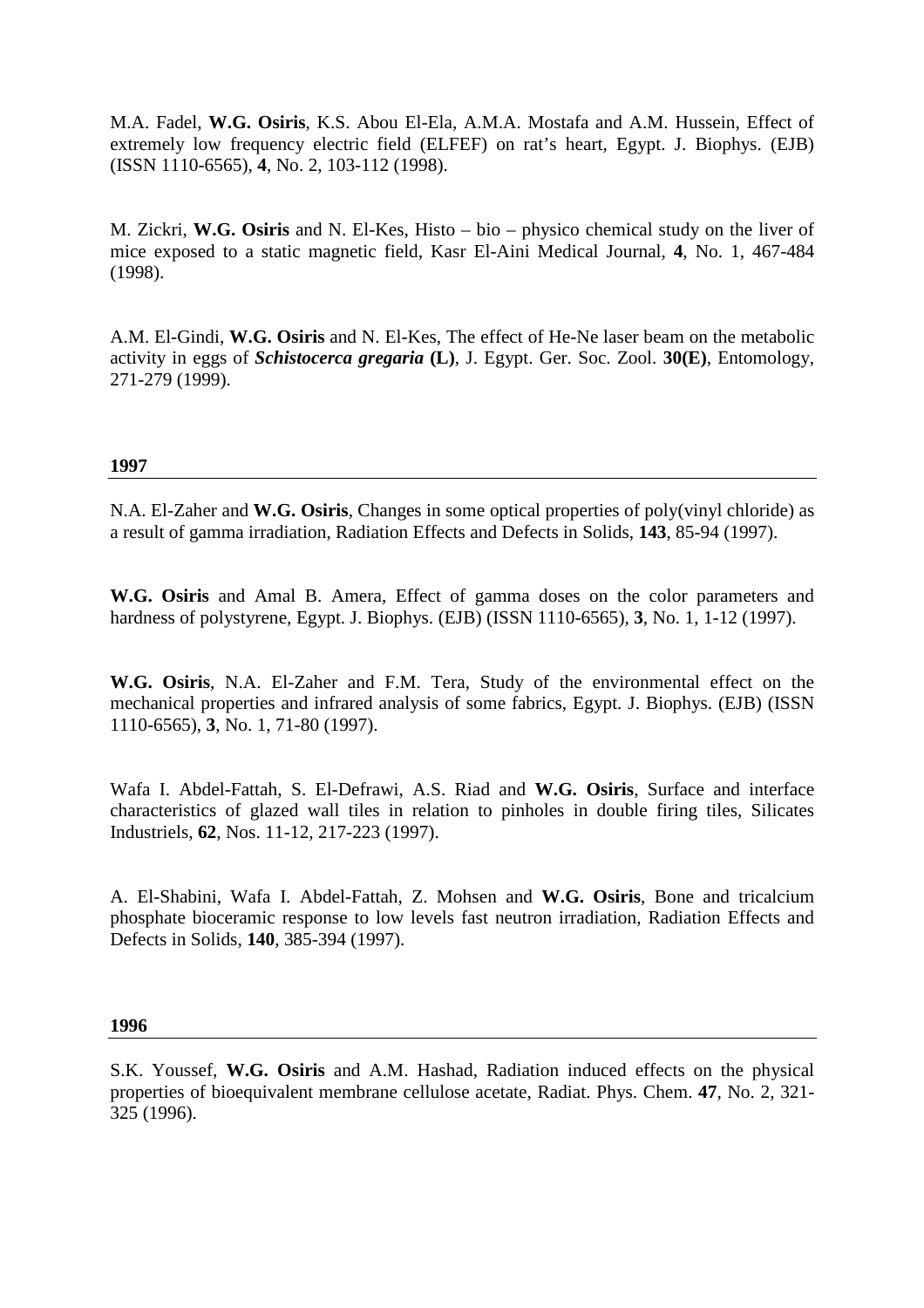M.A. Fadel, **W.G. Osiris**, K.S. Abou El-Ela, A.M.A. Mostafa and A.M. Hussein, Effect of extremely low frequency electric field (ELFEF) on rat's heart, Egypt. J. Biophys. (EJB) (ISSN 1110-6565), **4**, No. 2, 103-112 (1998).

M. Zickri, **W.G. Osiris** and N. El-Kes, Histo – bio – physico chemical study on the liver of mice exposed to a static magnetic field, Kasr El-Aini Medical Journal, **4**, No. 1, 467-484 (1998).

A.M. El-Gindi, **W.G. Osiris** and N. El-Kes, The effect of He-Ne laser beam on the metabolic activity in eggs of ***Schistocerca gregaria* (L)**, J. Egypt. Ger. Soc. Zool. **30(E)**, Entomology, 271-279 (1999).

**1997**

---

N.A. El-Zaher and **W.G. Osiris**, Changes in some optical properties of poly(vinyl chloride) as a result of gamma irradiation, Radiation Effects and Defects in Solids, **143**, 85-94 (1997).

**W.G. Osiris** and Amal B. Amera, Effect of gamma doses on the color parameters and hardness of polystyrene, Egypt. J. Biophys. (EJB) (ISSN 1110-6565), **3**, No. 1, 1-12 (1997).

**W.G. Osiris**, N.A. El-Zaher and F.M. Tera, Study of the environmental effect on the mechanical properties and infrared analysis of some fabrics, Egypt. J. Biophys. (EJB) (ISSN 1110-6565), **3**, No. 1, 71-80 (1997).

Wafa I. Abdel-Fattah, S. El-Defrawi, A.S. Riad and **W.G. Osiris**, Surface and interface characteristics of glazed wall tiles in relation to pinholes in double firing tiles, Silicates Industriels, **62**, Nos. 11-12, 217-223 (1997).

A. El-Shabini, Wafa I. Abdel-Fattah, Z. Mohsen and **W.G. Osiris**, Bone and tricalcium phosphate bioceramic response to low levels fast neutron irradiation, Radiation Effects and Defects in Solids, **140**, 385-394 (1997).

**1996**

---

S.K. Youssef, **W.G. Osiris** and A.M. Hashad, Radiation induced effects on the physical properties of bioequivalent membrane cellulose acetate, Radiat. Phys. Chem. **47**, No. 2, 321-325 (1996).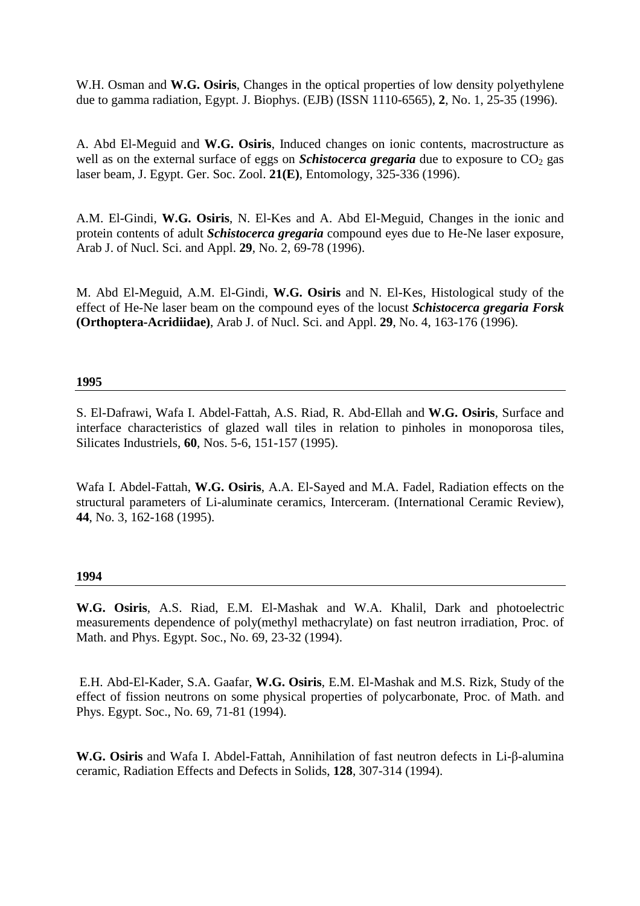W.H. Osman and **W.G. Osiris**, Changes in the optical properties of low density polyethylene due to gamma radiation, Egypt. J. Biophys. (EJB) (ISSN 1110-6565), **2**, No. 1, 25-35 (1996).

A. Abd El-Meguid and **W.G. Osiris**, Induced changes on ionic contents, macrostructure as well as on the external surface of eggs on ***Schistocerca gregaria*** due to exposure to $CO_2$ gas laser beam, J. Egypt. Ger. Soc. Zool. **21(E)**, Entomology, 325-336 (1996).

A.M. El-Gindi, **W.G. Osiris**, N. El-Kes and A. Abd El-Meguid, Changes in the ionic and protein contents of adult ***Schistocerca gregaria*** compound eyes due to He-Ne laser exposure, Arab J. of Nucl. Sci. and Appl. **29**, No. 2, 69-78 (1996).

M. Abd El-Meguid, A.M. El-Gindi, **W.G. Osiris** and N. El-Kes, Histological study of the effect of He-Ne laser beam on the compound eyes of the locust ***Schistocerca gregaria Forsk*** **(Orthoptera-Acridiidae)**, Arab J. of Nucl. Sci. and Appl. **29**, No. 4, 163-176 (1996).

**1995**

S. El-Dafrawi, Wafa I. Abdel-Fattah, A.S. Riad, R. Abd-Ellah and **W.G. Osiris**, Surface and interface characteristics of glazed wall tiles in relation to pinholes in monoporosa tiles, Silicates Industriels, **60**, Nos. 5-6, 151-157 (1995).

Wafa I. Abdel-Fattah, **W.G. Osiris**, A.A. El-Sayed and M.A. Fadel, Radiation effects on the structural parameters of Li-aluminate ceramics, Interceram. (International Ceramic Review), **44**, No. 3, 162-168 (1995).

**1994**

**W.G. Osiris**, A.S. Riad, E.M. El-Mashak and W.A. Khalil, Dark and photoelectric measurements dependence of poly(methyl methacrylate) on fast neutron irradiation, Proc. of Math. and Phys. Egypt. Soc., No. 69, 23-32 (1994).

E.H. Abd-El-Kader, S.A. Gaafar, **W.G. Osiris**, E.M. El-Mashak and M.S. Rizk, Study of the effect of fission neutrons on some physical properties of polycarbonate, Proc. of Math. and Phys. Egypt. Soc., No. 69, 71-81 (1994).

**W.G. Osiris** and Wafa I. Abdel-Fattah, Annihilation of fast neutron defects in Li-$\beta$-alumina ceramic, Radiation Effects and Defects in Solids, **128**, 307-314 (1994).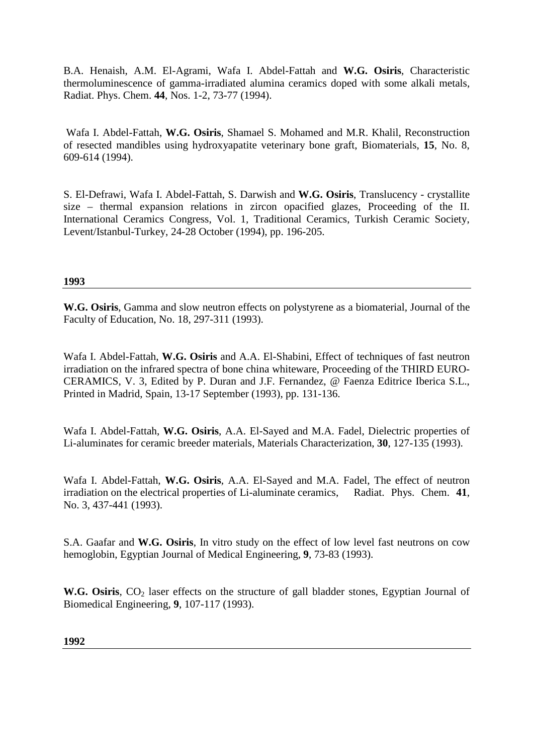B.A. Henaish, A.M. El-Agrami, Wafa I. Abdel-Fattah and **W.G. Osiris**, Characteristic thermoluminescence of gamma-irradiated alumina ceramics doped with some alkali metals, Radiat. Phys. Chem. **44**, Nos. 1-2, 73-77 (1994).

Wafa I. Abdel-Fattah, **W.G. Osiris**, Shamael S. Mohamed and M.R. Khalil, Reconstruction of resected mandibles using hydroxyapatite veterinary bone graft, Biomaterials, **15**, No. 8, 609-614 (1994).

S. El-Defrawi, Wafa I. Abdel-Fattah, S. Darwish and **W.G. Osiris**, Translucency - crystallite size – thermal expansion relations in zircon opacified glazes, Proceeding of the II. International Ceramics Congress, Vol. 1, Traditional Ceramics, Turkish Ceramic Society, Levent/Istanbul-Turkey, 24-28 October (1994), pp. 196-205.

**1993**

---

**W.G. Osiris**, Gamma and slow neutron effects on polystyrene as a biomaterial, Journal of the Faculty of Education, No. 18, 297-311 (1993).

Wafa I. Abdel-Fattah, **W.G. Osiris** and A.A. El-Shabini, Effect of techniques of fast neutron irradiation on the infrared spectra of bone china whiteware, Proceeding of the THIRD EURO-CERAMICS, V. 3, Edited by P. Duran and J.F. Fernandez, @ Faenza Editrice Iberica S.L., Printed in Madrid, Spain, 13-17 September (1993), pp. 131-136.

Wafa I. Abdel-Fattah, **W.G. Osiris**, A.A. El-Sayed and M.A. Fadel, Dielectric properties of Li-aluminates for ceramic breeder materials, Materials Characterization, **30**, 127-135 (1993).

Wafa I. Abdel-Fattah, **W.G. Osiris**, A.A. El-Sayed and M.A. Fadel, The effect of neutron irradiation on the electrical properties of Li-aluminate ceramics, Radiat. Phys. Chem. **41**, No. 3, 437-441 (1993).

S.A. Gaafar and **W.G. Osiris**, In vitro study on the effect of low level fast neutrons on cow hemoglobin, Egyptian Journal of Medical Engineering, **9**, 73-83 (1993).

**W.G. Osiris**, $CO_2$ laser effects on the structure of gall bladder stones, Egyptian Journal of Biomedical Engineering, **9**, 107-117 (1993).

**1992**

---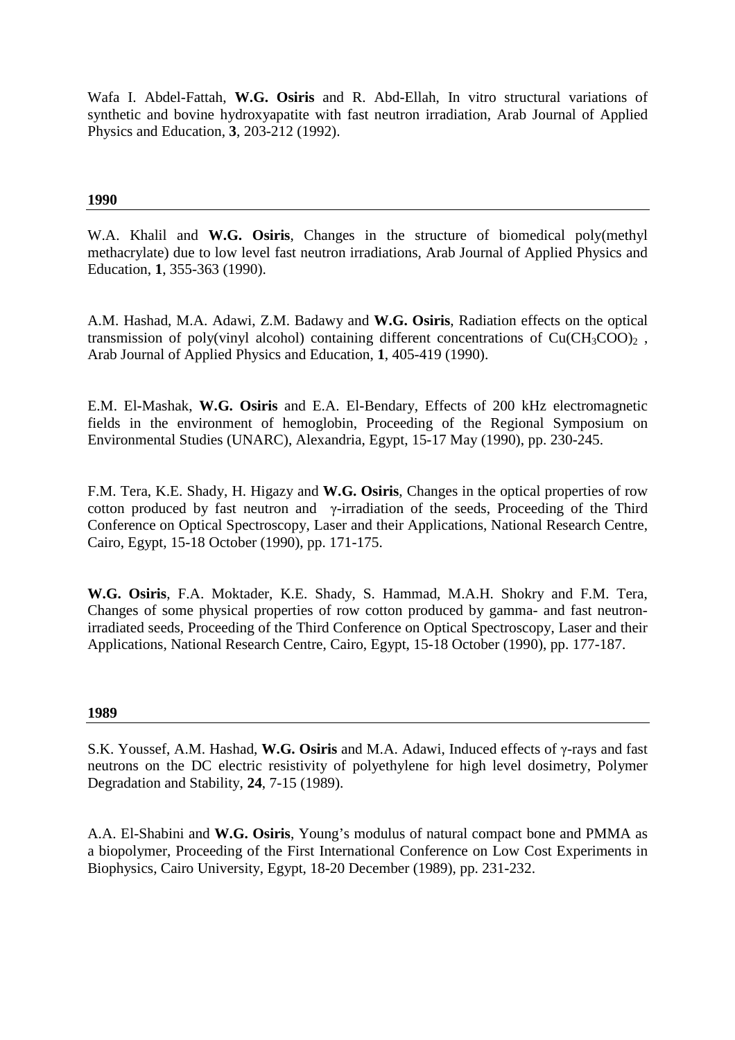Wafa I. Abdel-Fattah, **W.G. Osiris** and R. Abd-Ellah, In vitro structural variations of synthetic and bovine hydroxyapatite with fast neutron irradiation, Arab Journal of Applied Physics and Education, **3**, 203-212 (1992).

### 1990

W.A. Khalil and **W.G. Osiris**, Changes in the structure of biomedical poly(methyl methacrylate) due to low level fast neutron irradiations, Arab Journal of Applied Physics and Education, **1**, 355-363 (1990).

A.M. Hashad, M.A. Adawi, Z.M. Badawy and **W.G. Osiris**, Radiation effects on the optical transmission of poly(vinyl alcohol) containing different concentrations of $Cu(CH_3COO)_2$ , Arab Journal of Applied Physics and Education, **1**, 405-419 (1990).

E.M. El-Mashak, **W.G. Osiris** and E.A. El-Bendary, Effects of 200 kHz electromagnetic fields in the environment of hemoglobin, Proceeding of the Regional Symposium on Environmental Studies (UNARC), Alexandria, Egypt, 15-17 May (1990), pp. 230-245.

F.M. Tera, K.E. Shady, H. Higazy and **W.G. Osiris**, Changes in the optical properties of row cotton produced by fast neutron and $\gamma$-irradiation of the seeds, Proceeding of the Third Conference on Optical Spectroscopy, Laser and their Applications, National Research Centre, Cairo, Egypt, 15-18 October (1990), pp. 171-175.

**W.G. Osiris**, F.A. Moktader, K.E. Shady, S. Hammad, M.A.H. Shokry and F.M. Tera, Changes of some physical properties of row cotton produced by gamma- and fast neutron-irradiated seeds, Proceeding of the Third Conference on Optical Spectroscopy, Laser and their Applications, National Research Centre, Cairo, Egypt, 15-18 October (1990), pp. 177-187.

### 1989

S.K. Youssef, A.M. Hashad, **W.G. Osiris** and M.A. Adawi, Induced effects of $\gamma$-rays and fast neutrons on the DC electric resistivity of polyethylene for high level dosimetry, Polymer Degradation and Stability, **24**, 7-15 (1989).

A.A. El-Shabini and **W.G. Osiris**, Young's modulus of natural compact bone and PMMA as a biopolymer, Proceeding of the First International Conference on Low Cost Experiments in Biophysics, Cairo University, Egypt, 18-20 December (1989), pp. 231-232.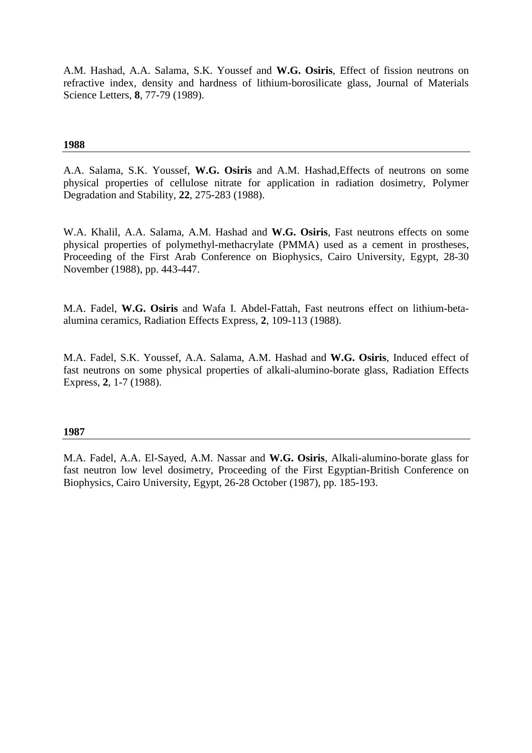A.M. Hashad, A.A. Salama, S.K. Youssef and **W.G. Osiris**, Effect of fission neutrons on refractive index, density and hardness of lithium-borosilicate glass, Journal of Materials Science Letters, **8**, 77-79 (1989).

**1988**

---

A.A. Salama, S.K. Youssef, **W.G. Osiris** and A.M. Hashad,Effects of neutrons on some physical properties of cellulose nitrate for application in radiation dosimetry, Polymer Degradation and Stability, **22**, 275-283 (1988).

W.A. Khalil, A.A. Salama, A.M. Hashad and **W.G. Osiris**, Fast neutrons effects on some physical properties of polymethyl-methacrylate (PMMA) used as a cement in prostheses, Proceeding of the First Arab Conference on Biophysics, Cairo University, Egypt, 28-30 November (1988), pp. 443-447.

M.A. Fadel, **W.G. Osiris** and Wafa I. Abdel-Fattah, Fast neutrons effect on lithium-beta-alumina ceramics, Radiation Effects Express, **2**, 109-113 (1988).

M.A. Fadel, S.K. Youssef, A.A. Salama, A.M. Hashad and **W.G. Osiris**, Induced effect of fast neutrons on some physical properties of alkali-alumino-borate glass, Radiation Effects Express, **2**, 1-7 (1988).

**1987**

---

M.A. Fadel, A.A. El-Sayed, A.M. Nassar and **W.G. Osiris**, Alkali-alumino-borate glass for fast neutron low level dosimetry, Proceeding of the First Egyptian-British Conference on Biophysics, Cairo University, Egypt, 26-28 October (1987), pp. 185-193.